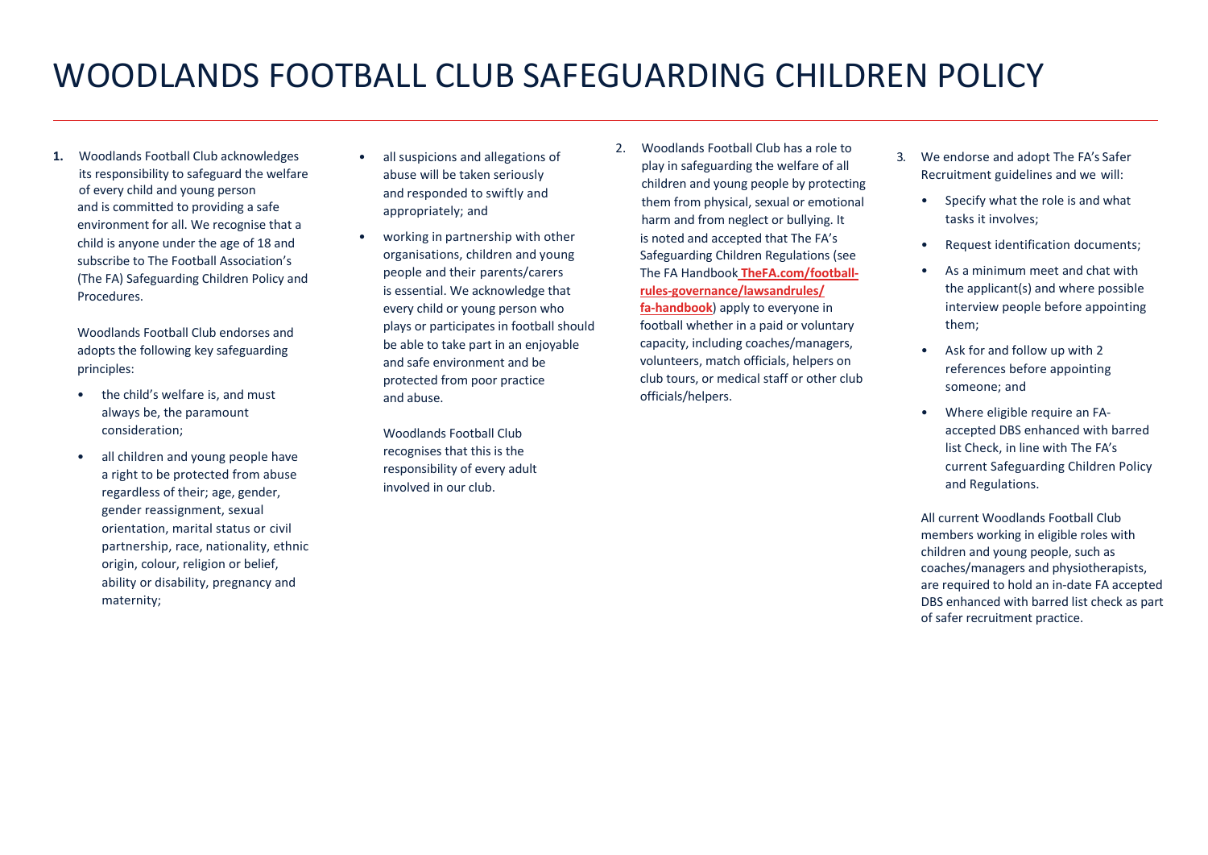# WOODLANDS FOOTBALL CLUB SAFEGUARDING CHILDREN POLICY

**1.** Woodlands Football Club acknowledges its responsibility to safeguard the welfare of every child and young person and is committed to providing a safe environment for all. We recognise that a child is anyone under the age of 18 and subscribe to The Football Association's (The FA) Safeguarding Children Policy and Procedures.

Woodlands Football Club endorses and adopts the following key safeguarding principles:

- the child's welfare is, and must always be, the paramount consideration;
- all children and young people have a right to be protected from abuse regardless of their; age, gender, gender reassignment, sexual orientation, marital status or civil partnership, race, nationality, ethnic origin, colour, religion or belief, ability or disability, pregnancy and maternity;
- all suspicions and allegations of abuse will be taken seriously and responded to swiftly and appropriately; and
- working in partnership with other organisations, children and young people and their parents/carers is essential. We acknowledge that every child or young person who plays or participates in football should be able to take part in an enjoyable and safe environment and be protected from poor practice and abuse.

Woodlands Football Club recognises that this is the responsibility of every adult involved in our club.

2. Woodlands Football Club has a role to play in safeguarding the welfare of all children and young people by protecting them from physical, sexual or emotional harm and from neglect or bullying. It is noted and accepted that The FA's Safeguarding Children Regulations (see The FA Handbook **TheFA.com/football-rules-governance/lawsandrules/fa-handbook**) apply to everyone in football whether in a paid or voluntary capacity, including coaches/managers, volunteers, match officials, helpers on club tours, or medical staff or other club officials/helpers.

3. We endorse and adopt The FA's Safer Recruitment guidelines and we will:

- Specify what the role is and what tasks it involves;
- Request identification documents;
- As a minimum meet and chat with the applicant(s) and where possible interview people before appointing them;
- Ask for and follow up with 2 references before appointing someone; and
- Where eligible require an FA-accepted DBS enhanced with barred list Check, in line with The FA's current Safeguarding Children Policy and Regulations.

All current Woodlands Football Club members working in eligible roles with children and young people, such as coaches/managers and physiotherapists, are required to hold an in-date FA accepted DBS enhanced with barred list check as part of safer recruitment practice.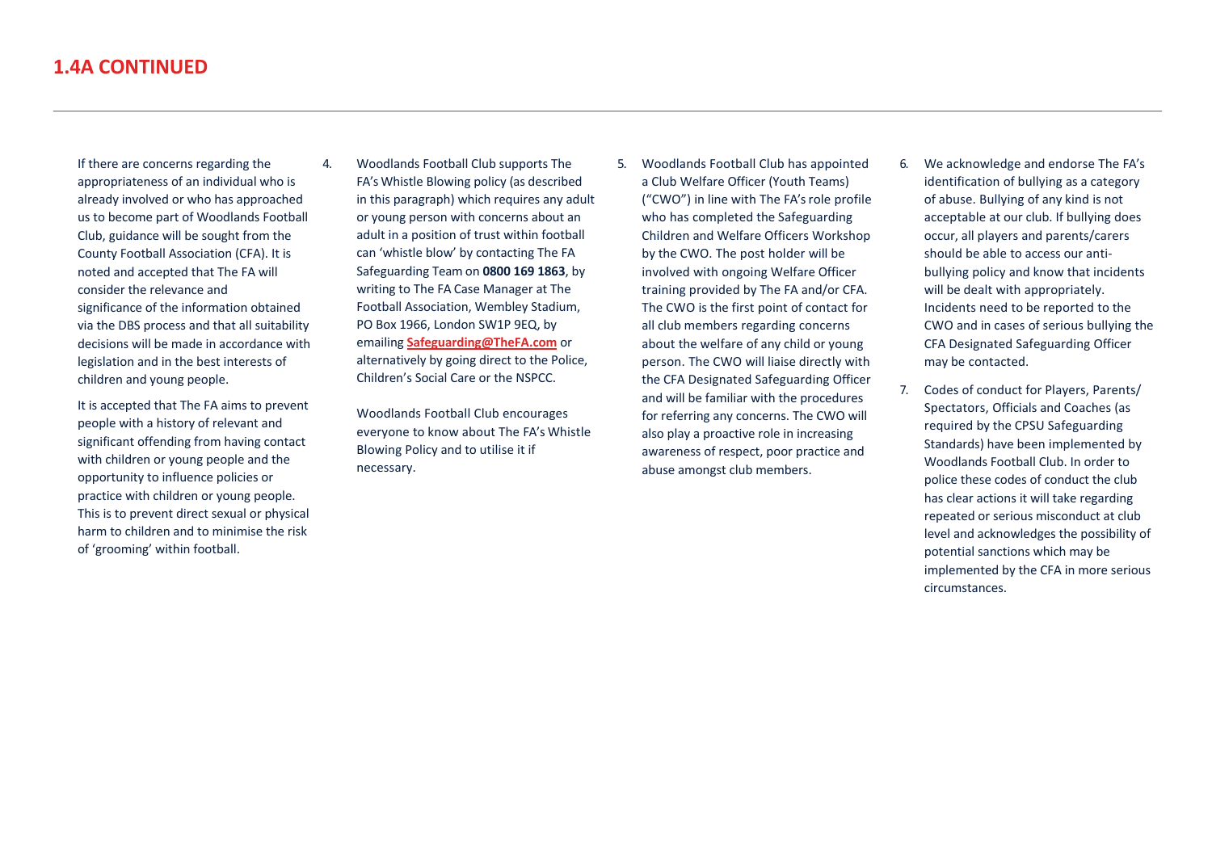## 1.4A CONTINUED

If there are concerns regarding the appropriateness of an individual who is already involved or who has approached us to become part of Woodlands Football Club, guidance will be sought from the County Football Association (CFA). It is noted and accepted that The FA will consider the relevance and significance of the information obtained via the DBS process and that all suitability decisions will be made in accordance with legislation and in the best interests of children and young people.

It is accepted that The FA aims to prevent people with a history of relevant and significant offending from having contact with children or young people and the opportunity to influence policies or practice with children or young people. This is to prevent direct sexual or physical harm to children and to minimise the risk of 'grooming' within football.

4. Woodlands Football Club supports The FA's Whistle Blowing policy (as described in this paragraph) which requires any adult or young person with concerns about an adult in a position of trust within football can 'whistle blow' by contacting The FA Safeguarding Team on **0800 169 1863**, by writing to The FA Case Manager at The Football Association, Wembley Stadium, PO Box 1966, London SW1P 9EQ, by emailing **Safeguarding@TheFA.com** or alternatively by going direct to the Police, Children's Social Care or the NSPCC.

   Woodlands Football Club encourages everyone to know about The FA's Whistle Blowing Policy and to utilise it if necessary.

5. Woodlands Football Club has appointed a Club Welfare Officer (Youth Teams) ("CWO") in line with The FA's role profile who has completed the Safeguarding Children and Welfare Officers Workshop by the CWO. The post holder will be involved with ongoing Welfare Officer training provided by The FA and/or CFA. The CWO is the first point of contact for all club members regarding concerns about the welfare of any child or young person. The CWO will liaise directly with the CFA Designated Safeguarding Officer and will be familiar with the procedures for referring any concerns. The CWO will also play a proactive role in increasing awareness of respect, poor practice and abuse amongst club members.

6. We acknowledge and endorse The FA's identification of bullying as a category of abuse. Bullying of any kind is not acceptable at our club. If bullying does occur, all players and parents/carers should be able to access our anti-bullying policy and know that incidents will be dealt with appropriately. Incidents need to be reported to the CWO and in cases of serious bullying the CFA Designated Safeguarding Officer may be contacted.

7. Codes of conduct for Players, Parents/Spectators, Officials and Coaches (as required by the CPSU Safeguarding Standards) have been implemented by Woodlands Football Club. In order to police these codes of conduct the club has clear actions it will take regarding repeated or serious misconduct at club level and acknowledges the possibility of potential sanctions which may be implemented by the CFA in more serious circumstances.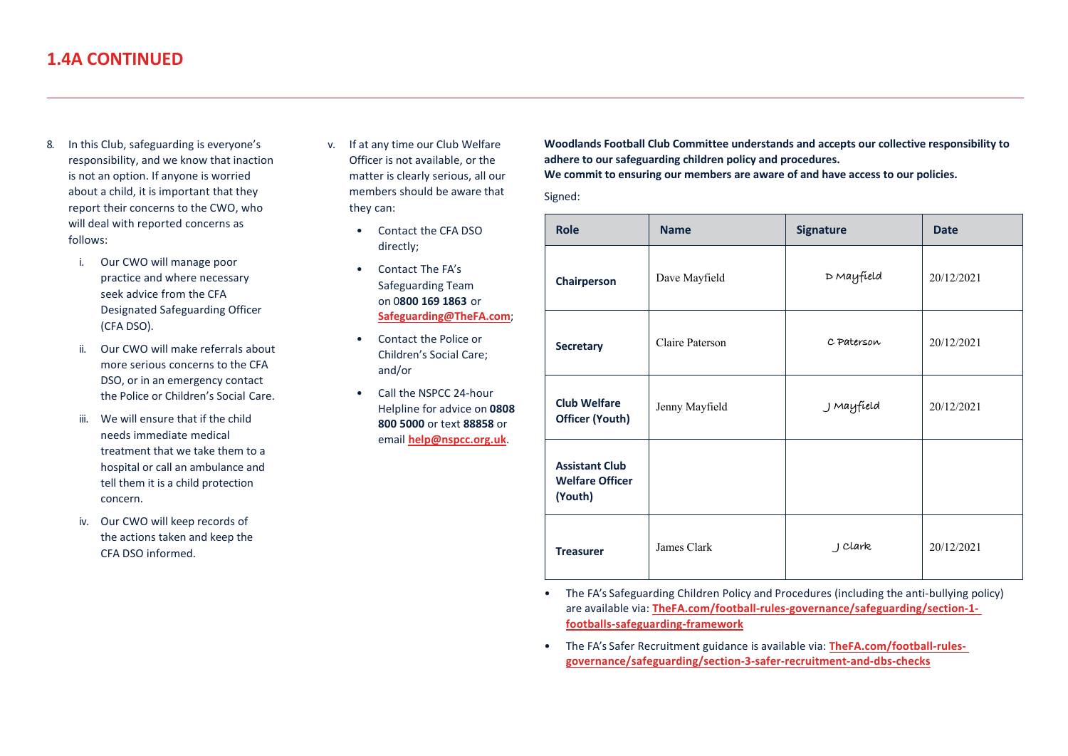# 1.4A CONTINUED

8. In this Club, safeguarding is everyone's responsibility, and we know that inaction is not an option. If anyone is worried about a child, it is important that they report their concerns to the CWO, who will deal with reported concerns as follows:

   i. Our CWO will manage poor practice and where necessary seek advice from the CFA Designated Safeguarding Officer (CFA DSO).

   ii. Our CWO will make referrals about more serious concerns to the CFA DSO, or in an emergency contact the Police or Children's Social Care.

   iii. We will ensure that if the child needs immediate medical treatment that we take them to a hospital or call an ambulance and tell them it is a child protection concern.

   iv. Our CWO will keep records of the actions taken and keep the CFA DSO informed.

   v. If at any time our Club Welfare Officer is not available, or the matter is clearly serious, all our members should be aware that they can:

   - Contact the CFA DSO directly;
   - Contact The FA's Safeguarding Team on **0800 169 1863** or **Safeguarding@TheFA.com**;
   - Contact the Police or Children's Social Care; and/or
   - Call the NSPCC 24-hour Helpline for advice on **0808 800 5000** or text **88858** or email **help@nspcc.org.uk**.

**Woodlands Football Club Committee understands and accepts our collective responsibility to adhere to our safeguarding children policy and procedures.**
**We commit to ensuring our members are aware of and have access to our policies.**

Signed:

| Role | Name | Signature | Date |
|---|---|---|---|
| **Chairperson** | Dave Mayfield | D Mayfield | 20/12/2021 |
| **Secretary** | Claire Paterson | C Paterson | 20/12/2021 |
| **Club Welfare Officer (Youth)** | Jenny Mayfield | J Mayfield | 20/12/2021 |
| **Assistant Club Welfare Officer (Youth)** | | | |
| **Treasurer** | James Clark | J Clark | 20/12/2021 |

- The FA's Safeguarding Children Policy and Procedures (including the anti-bullying policy) are available via: **TheFA.com/football-rules-governance/safeguarding/section-1-footballs-safeguarding-framework**
- The FA's Safer Recruitment guidance is available via: **TheFA.com/football-rules-governance/safeguarding/section-3-safer-recruitment-and-dbs-checks**